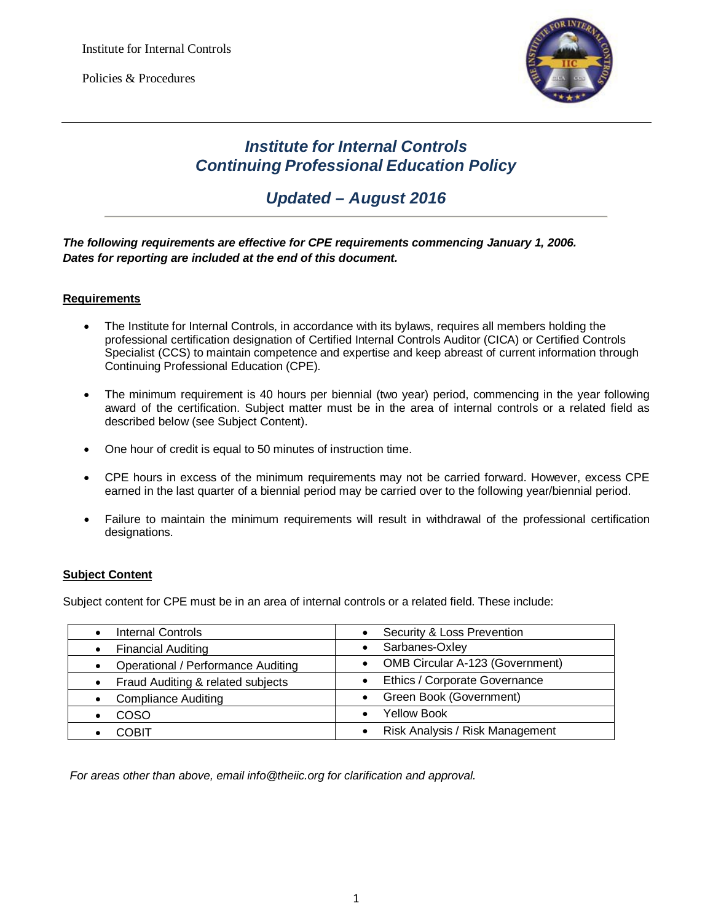Institute for Internal Controls

Policies & Procedures

# *Institute for Internal Controls Continuing Professional Education Policy*

## *Updated – August 2016*

***The following requirements are effective for CPE requirements commencing January 1, 2006. Dates for reporting are included at the end of this document.***

## Requirements

- The Institute for Internal Controls, in accordance with its bylaws, requires all members holding the professional certification designation of Certified Internal Controls Auditor (CICA) or Certified Controls Specialist (CCS) to maintain competence and expertise and keep abreast of current information through Continuing Professional Education (CPE).
- The minimum requirement is 40 hours per biennial (two year) period, commencing in the year following award of the certification. Subject matter must be in the area of internal controls or a related field as described below (see Subject Content).
- One hour of credit is equal to 50 minutes of instruction time.
- CPE hours in excess of the minimum requirements may not be carried forward. However, excess CPE earned in the last quarter of a biennial period may be carried over to the following year/biennial period.
- Failure to maintain the minimum requirements will result in withdrawal of the professional certification designations.

## Subject Content

Subject content for CPE must be in an area of internal controls or a related field. These include:

| | |
|---|---|
| • Internal Controls | • Security & Loss Prevention |
| • Financial Auditing | • Sarbanes-Oxley |
| • Operational / Performance Auditing | • OMB Circular A-123 (Government) |
| • Fraud Auditing & related subjects | • Ethics / Corporate Governance |
| • Compliance Auditing | • Green Book (Government) |
| • COSO | • Yellow Book |
| • COBIT | • Risk Analysis / Risk Management |

*For areas other than above, email info@theiic.org for clarification and approval.*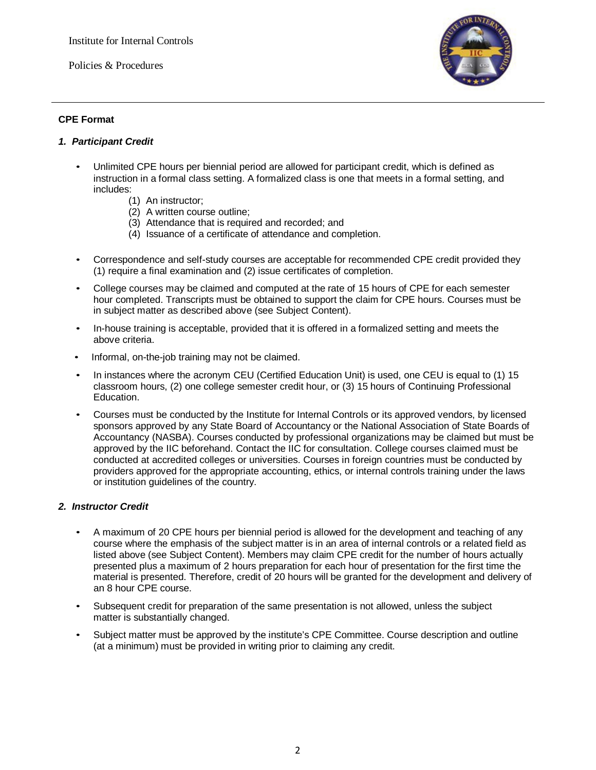## CPE Format

### *1. Participant Credit*

- Unlimited CPE hours per biennial period are allowed for participant credit, which is defined as instruction in a formal class setting. A formalized class is one that meets in a formal setting, and includes:
  - (1) An instructor;
  - (2) A written course outline;
  - (3) Attendance that is required and recorded; and
  - (4) Issuance of a certificate of attendance and completion.
- Correspondence and self-study courses are acceptable for recommended CPE credit provided they (1) require a final examination and (2) issue certificates of completion.
- College courses may be claimed and computed at the rate of 15 hours of CPE for each semester hour completed. Transcripts must be obtained to support the claim for CPE hours. Courses must be in subject matter as described above (see Subject Content).
- In-house training is acceptable, provided that it is offered in a formalized setting and meets the above criteria.
- Informal, on-the-job training may not be claimed.
- In instances where the acronym CEU (Certified Education Unit) is used, one CEU is equal to (1) 15 classroom hours, (2) one college semester credit hour, or (3) 15 hours of Continuing Professional Education.
- Courses must be conducted by the Institute for Internal Controls or its approved vendors, by licensed sponsors approved by any State Board of Accountancy or the National Association of State Boards of Accountancy (NASBA). Courses conducted by professional organizations may be claimed but must be approved by the IIC beforehand. Contact the IIC for consultation. College courses claimed must be conducted at accredited colleges or universities. Courses in foreign countries must be conducted by providers approved for the appropriate accounting, ethics, or internal controls training under the laws or institution guidelines of the country.

### *2. Instructor Credit*

- A maximum of 20 CPE hours per biennial period is allowed for the development and teaching of any course where the emphasis of the subject matter is in an area of internal controls or a related field as listed above (see Subject Content). Members may claim CPE credit for the number of hours actually presented plus a maximum of 2 hours preparation for each hour of presentation for the first time the material is presented. Therefore, credit of 20 hours will be granted for the development and delivery of an 8 hour CPE course.
- Subsequent credit for preparation of the same presentation is not allowed, unless the subject matter is substantially changed.
- Subject matter must be approved by the institute's CPE Committee. Course description and outline (at a minimum) must be provided in writing prior to claiming any credit.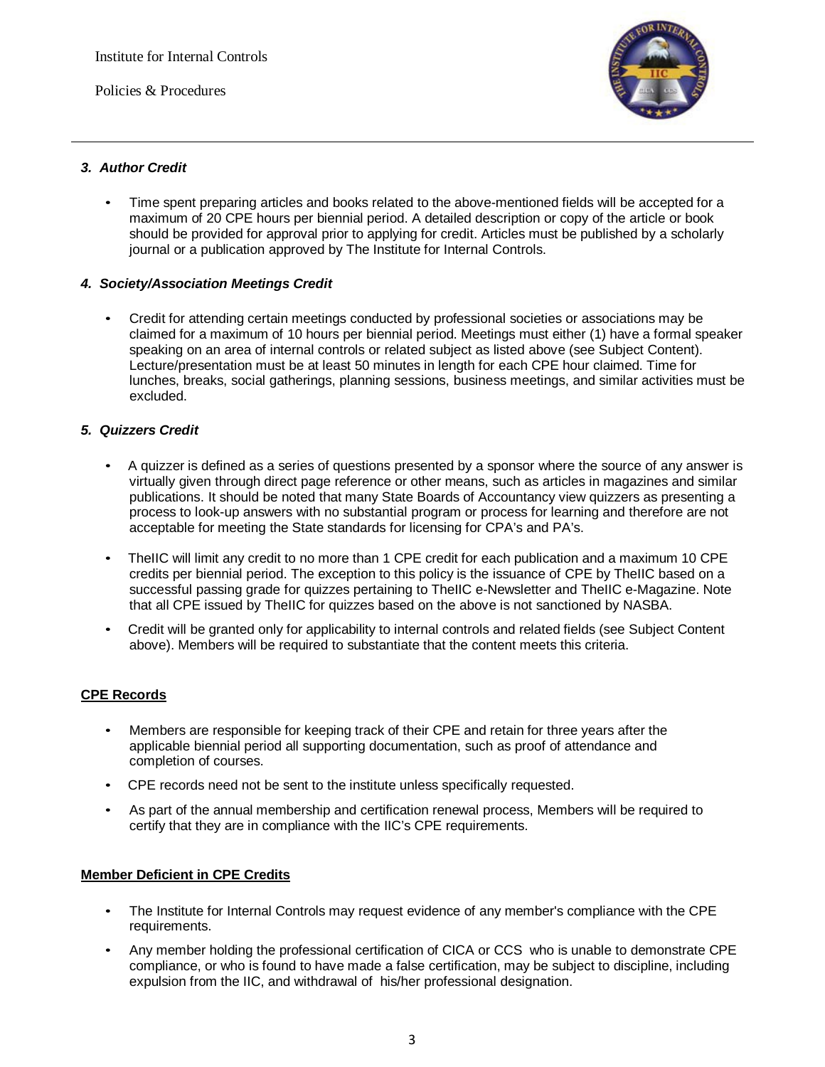### *3. Author Credit*

- Time spent preparing articles and books related to the above-mentioned fields will be accepted for a maximum of 20 CPE hours per biennial period. A detailed description or copy of the article or book should be provided for approval prior to applying for credit. Articles must be published by a scholarly journal or a publication approved by The Institute for Internal Controls.

### *4. Society/Association Meetings Credit*

- Credit for attending certain meetings conducted by professional societies or associations may be claimed for a maximum of 10 hours per biennial period. Meetings must either (1) have a formal speaker speaking on an area of internal controls or related subject as listed above (see Subject Content). Lecture/presentation must be at least 50 minutes in length for each CPE hour claimed. Time for lunches, breaks, social gatherings, planning sessions, business meetings, and similar activities must be excluded.

### *5. Quizzers Credit*

- A quizzer is defined as a series of questions presented by a sponsor where the source of any answer is virtually given through direct page reference or other means, such as articles in magazines and similar publications. It should be noted that many State Boards of Accountancy view quizzers as presenting a process to look-up answers with no substantial program or process for learning and therefore are not acceptable for meeting the State standards for licensing for CPA's and PA's.
- TheIIC will limit any credit to no more than 1 CPE credit for each publication and a maximum 10 CPE credits per biennial period. The exception to this policy is the issuance of CPE by TheIIC based on a successful passing grade for quizzes pertaining to TheIIC e-Newsletter and TheIIC e-Magazine. Note that all CPE issued by TheIIC for quizzes based on the above is not sanctioned by NASBA.
- Credit will be granted only for applicability to internal controls and related fields (see Subject Content above). Members will be required to substantiate that the content meets this criteria.

## CPE Records

- Members are responsible for keeping track of their CPE and retain for three years after the applicable biennial period all supporting documentation, such as proof of attendance and completion of courses.
- CPE records need not be sent to the institute unless specifically requested.
- As part of the annual membership and certification renewal process, Members will be required to certify that they are in compliance with the IIC's CPE requirements.

## Member Deficient in CPE Credits

- The Institute for Internal Controls may request evidence of any member's compliance with the CPE requirements.
- Any member holding the professional certification of CICA or CCS who is unable to demonstrate CPE compliance, or who is found to have made a false certification, may be subject to discipline, including expulsion from the IIC, and withdrawal of his/her professional designation.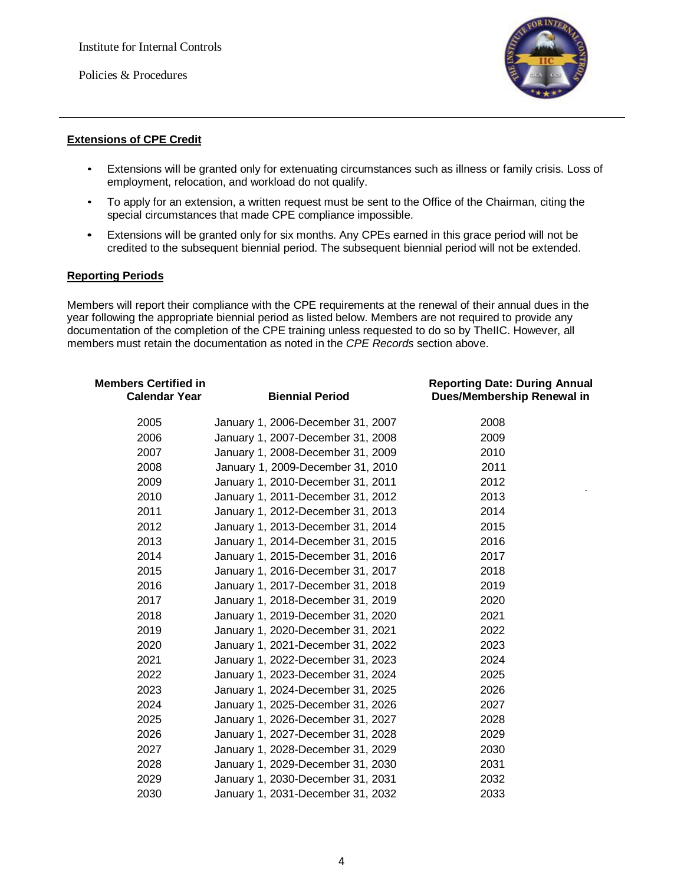**Extensions of CPE Credit**

- Extensions will be granted only for extenuating circumstances such as illness or family crisis. Loss of employment, relocation, and workload do not qualify.
- To apply for an extension, a written request must be sent to the Office of the Chairman, citing the special circumstances that made CPE compliance impossible.
- Extensions will be granted only for six months. Any CPEs earned in this grace period will not be credited to the subsequent biennial period. The subsequent biennial period will not be extended.

**Reporting Periods**

Members will report their compliance with the CPE requirements at the renewal of their annual dues in the year following the appropriate biennial period as listed below. Members are not required to provide any documentation of the completion of the CPE training unless requested to do so by TheIIC. However, all members must retain the documentation as noted in the *CPE Records* section above.

| Members Certified in Calendar Year | Biennial Period | Reporting Date: During Annual Dues/Membership Renewal in |
|---|---|---|
| 2005 | January 1, 2006-December 31, 2007 | 2008 |
| 2006 | January 1, 2007-December 31, 2008 | 2009 |
| 2007 | January 1, 2008-December 31, 2009 | 2010 |
| 2008 | January 1, 2009-December 31, 2010 | 2011 |
| 2009 | January 1, 2010-December 31, 2011 | 2012 |
| 2010 | January 1, 2011-December 31, 2012 | 2013 |
| 2011 | January 1, 2012-December 31, 2013 | 2014 |
| 2012 | January 1, 2013-December 31, 2014 | 2015 |
| 2013 | January 1, 2014-December 31, 2015 | 2016 |
| 2014 | January 1, 2015-December 31, 2016 | 2017 |
| 2015 | January 1, 2016-December 31, 2017 | 2018 |
| 2016 | January 1, 2017-December 31, 2018 | 2019 |
| 2017 | January 1, 2018-December 31, 2019 | 2020 |
| 2018 | January 1, 2019-December 31, 2020 | 2021 |
| 2019 | January 1, 2020-December 31, 2021 | 2022 |
| 2020 | January 1, 2021-December 31, 2022 | 2023 |
| 2021 | January 1, 2022-December 31, 2023 | 2024 |
| 2022 | January 1, 2023-December 31, 2024 | 2025 |
| 2023 | January 1, 2024-December 31, 2025 | 2026 |
| 2024 | January 1, 2025-December 31, 2026 | 2027 |
| 2025 | January 1, 2026-December 31, 2027 | 2028 |
| 2026 | January 1, 2027-December 31, 2028 | 2029 |
| 2027 | January 1, 2028-December 31, 2029 | 2030 |
| 2028 | January 1, 2029-December 31, 2030 | 2031 |
| 2029 | January 1, 2030-December 31, 2031 | 2032 |
| 2030 | January 1, 2031-December 31, 2032 | 2033 |